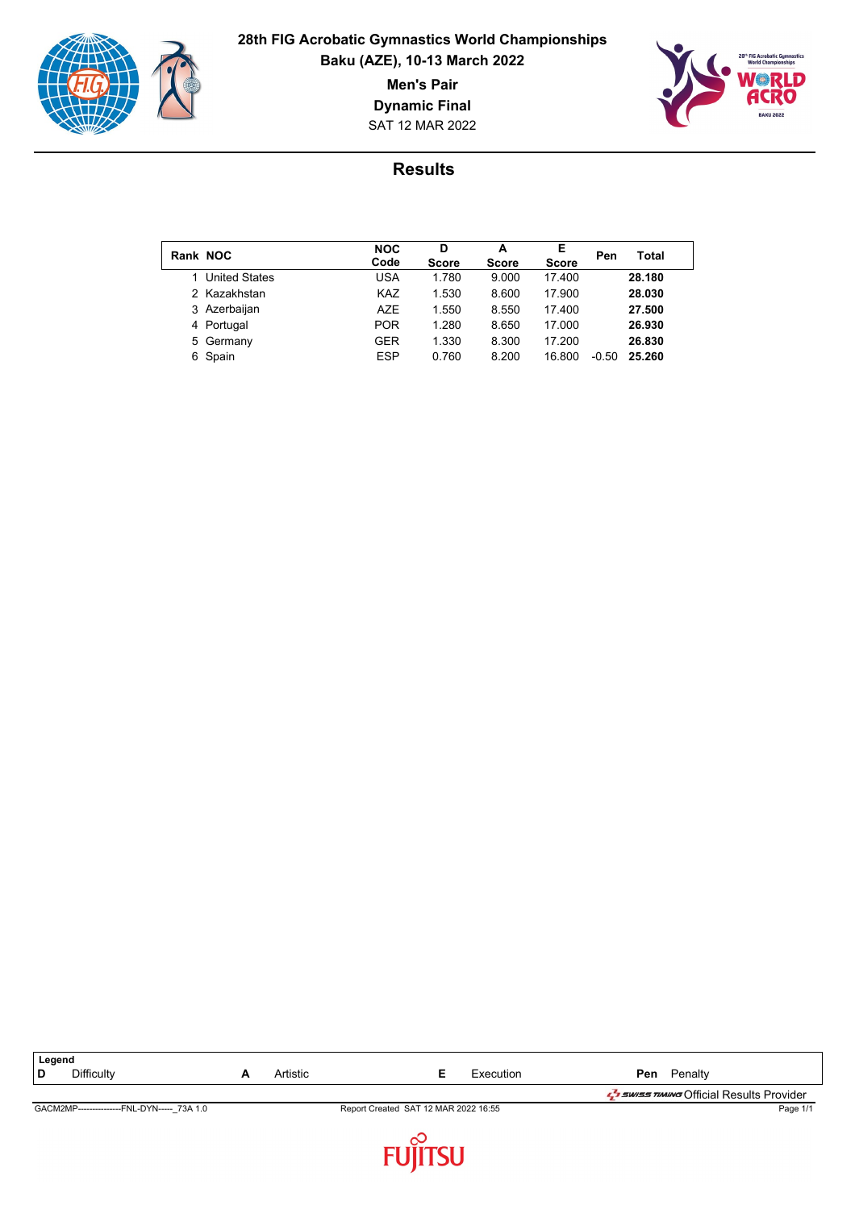# 28th FIG Acrobatic Gymnastics World Championships

**Baku (AZE), 10-13 March 2022**

**Men's Pair**

**Dynamic Final**

SAT 12 MAR 2022

## Results

| Rank | NOC | NOC Code | D Score | A Score | E Score | Pen | Total |
|---|---|---|---|---|---|---|---|
| 1 | United States | USA | 1.780 | 9.000 | 17.400 | | **28.180** |
| 2 | Kazakhstan | KAZ | 1.530 | 8.600 | 17.900 | | **28.030** |
| 3 | Azerbaijan | AZE | 1.550 | 8.550 | 17.400 | | **27.500** |
| 4 | Portugal | POR | 1.280 | 8.650 | 17.000 | | **26.930** |
| 5 | Germany | GER | 1.330 | 8.300 | 17.200 | | **26.830** |
| 6 | Spain | ESP | 0.760 | 8.200 | 16.800 | -0.50 | **25.260** |

**Legend**

| | | | | | | | |
|---|---|---|---|---|---|---|---|
| **D** | Difficulty | **A** | Artistic | **E** | Execution | **Pen** | Penalty |

SWISS TIMING Official Results Provider

GACM2MP---------------FNL-DYN-----_73A 1.0 Report Created SAT 12 MAR 2022 16:55

FUJITSU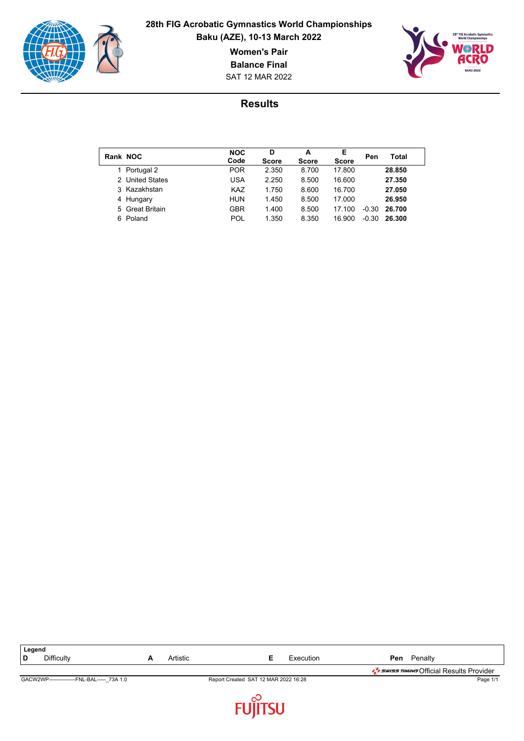# 28th FIG Acrobatic Gymnastics World Championships

**Baku (AZE), 10-13 March 2022**

**Women's Pair**

**Balance Final**

SAT 12 MAR 2022

## Results

| Rank | NOC | NOC Code | D Score | A Score | E Score | Pen | Total |
|---|---|---|---|---|---|---|---|
| 1 | Portugal 2 | POR | 2.350 | 8.700 | 17.800 | | **28.850** |
| 2 | United States | USA | 2.250 | 8.500 | 16.600 | | **27.350** |
| 3 | Kazakhstan | KAZ | 1.750 | 8.600 | 16.700 | | **27.050** |
| 4 | Hungary | HUN | 1.450 | 8.500 | 17.000 | | **26.950** |
| 5 | Great Britain | GBR | 1.400 | 8.500 | 17.100 | -0.30 | **26.700** |
| 6 | Poland | POL | 1.350 | 8.350 | 16.900 | -0.30 | **26.300** |

**Legend**

| | | | | | | | |
|---|---|---|---|---|---|---|---|
| **D** | Difficulty | **A** | Artistic | **E** | Execution | **Pen** | Penalty |

SWISS TIMING Official Results Provider

GACW2WP---------------FNL-BAL-----_73A 1.0 Report Created SAT 12 MAR 2022 16:28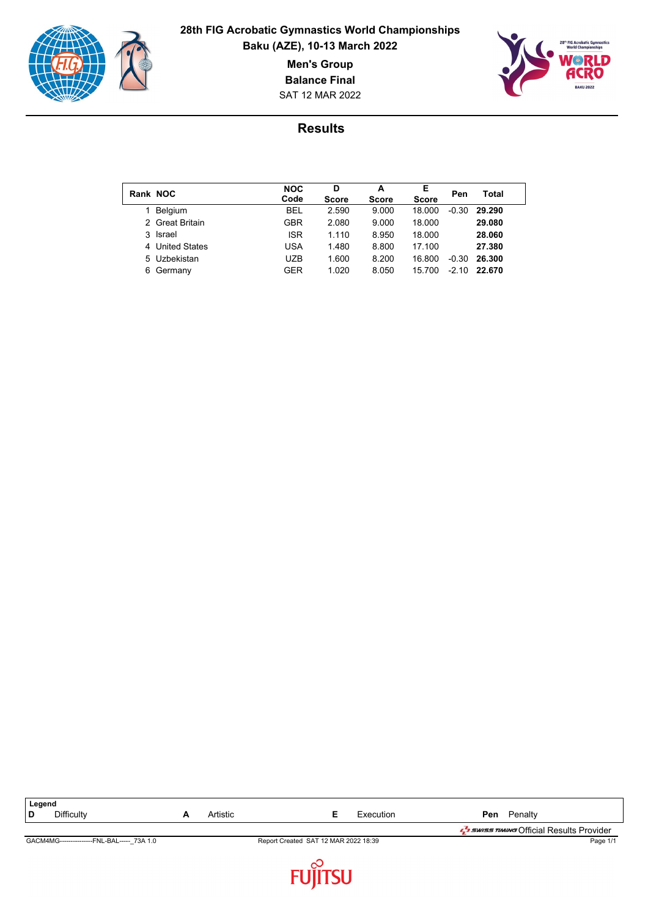# 28th FIG Acrobatic Gymnastics World Championships

**Baku (AZE), 10-13 March 2022**

**Men's Group**

**Balance Final**

SAT 12 MAR 2022

## Results

| Rank | NOC | NOC Code | D Score | A Score | E Score | Pen | Total |
|---|---|---|---|---|---|---|---|
| 1 | Belgium | BEL | 2.590 | 9.000 | 18.000 | -0.30 | **29.290** |
| 2 | Great Britain | GBR | 2.080 | 9.000 | 18.000 | | **29.080** |
| 3 | Israel | ISR | 1.110 | 8.950 | 18.000 | | **28.060** |
| 4 | United States | USA | 1.480 | 8.800 | 17.100 | | **27.380** |
| 5 | Uzbekistan | UZB | 1.600 | 8.200 | 16.800 | -0.30 | **26.300** |
| 6 | Germany | GER | 1.020 | 8.050 | 15.700 | -2.10 | **22.670** |

**Legend**

| | | | | | | | |
|---|---|---|---|---|---|---|---|
| **D** | Difficulty | **A** | Artistic | **E** | Execution | **Pen** | Penalty |

SWISS TIMING Official Results Provider

GACM4MG---------------FNL-BAL-----_73A 1.0 Report Created SAT 12 MAR 2022 18:39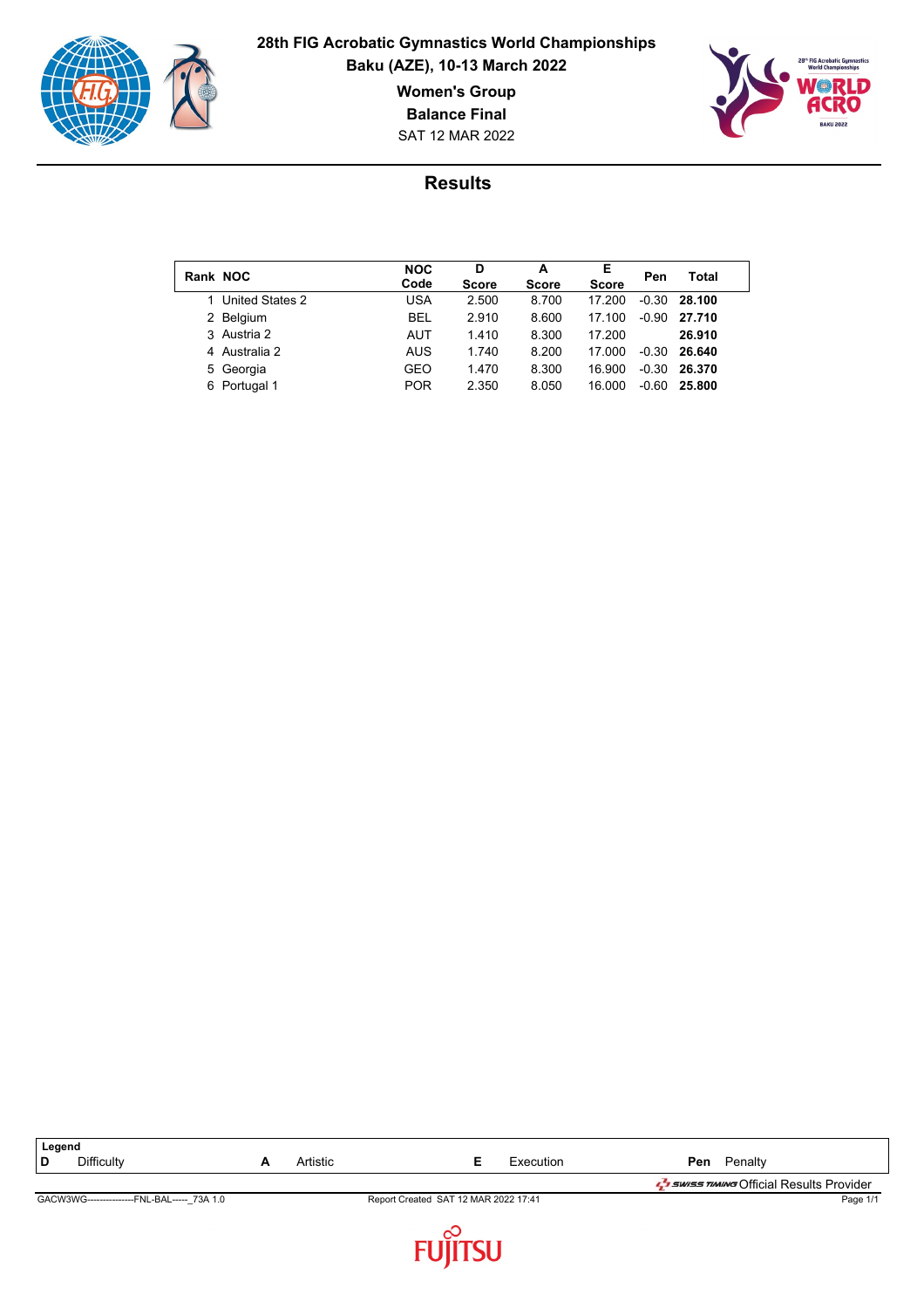**28th FIG Acrobatic Gymnastics World Championships**

**Baku (AZE), 10-13 March 2022**

**Women's Group**

**Balance Final**

SAT 12 MAR 2022

## Results

| Rank | NOC | NOC Code | D Score | A Score | E Score | Pen | Total |
|---|---|---|---|---|---|---|---|
| 1 | United States 2 | USA | 2.500 | 8.700 | 17.200 | -0.30 | **28.100** |
| 2 | Belgium | BEL | 2.910 | 8.600 | 17.100 | -0.90 | **27.710** |
| 3 | Austria 2 | AUT | 1.410 | 8.300 | 17.200 | | **26.910** |
| 4 | Australia 2 | AUS | 1.740 | 8.200 | 17.000 | -0.30 | **26.640** |
| 5 | Georgia | GEO | 1.470 | 8.300 | 16.900 | -0.30 | **26.370** |
| 6 | Portugal 1 | POR | 2.350 | 8.050 | 16.000 | -0.60 | **25.800** |

**Legend**

| | | | | | | | |
|---|---|---|---|---|---|---|---|
| **D** | Difficulty | **A** | Artistic | **E** | Execution | **Pen** | Penalty |

SWISS TIMING Official Results Provider

GACW3WG----------------FNL-BAL-----_73A 1.0 Report Created SAT 12 MAR 2022 17:41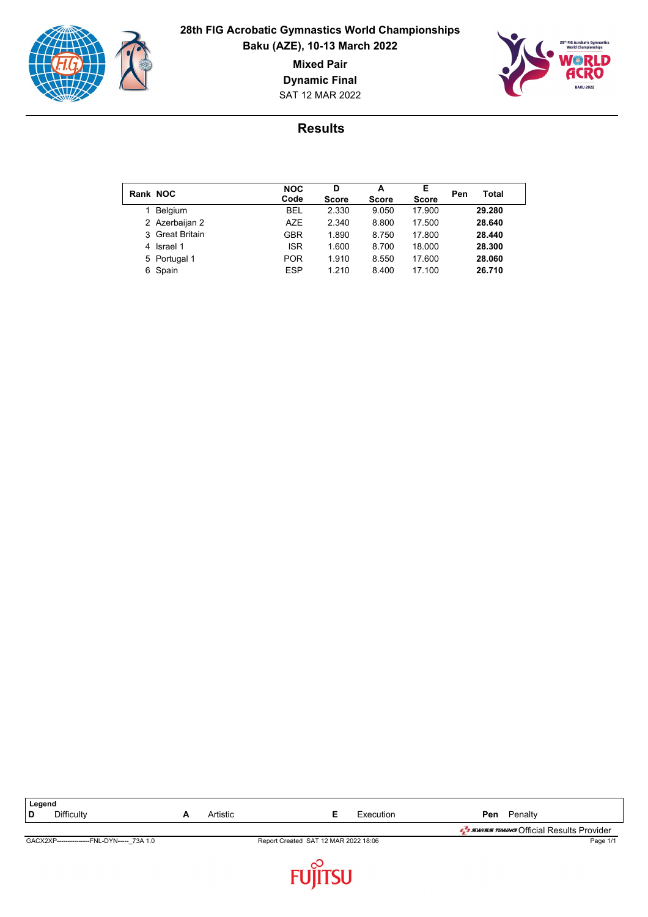**28th FIG Acrobatic Gymnastics World Championships**

**Baku (AZE), 10-13 March 2022**

**Mixed Pair**

**Dynamic Final**

SAT 12 MAR 2022

## Results

| Rank | NOC | NOC Code | D Score | A Score | E Score | Pen | Total |
|---|---|---|---|---|---|---|---|
| 1 | Belgium | BEL | 2.330 | 9.050 | 17.900 | | **29.280** |
| 2 | Azerbaijan 2 | AZE | 2.340 | 8.800 | 17.500 | | **28.640** |
| 3 | Great Britain | GBR | 1.890 | 8.750 | 17.800 | | **28.440** |
| 4 | Israel 1 | ISR | 1.600 | 8.700 | 18.000 | | **28.300** |
| 5 | Portugal 1 | POR | 1.910 | 8.550 | 17.600 | | **28.060** |
| 6 | Spain | ESP | 1.210 | 8.400 | 17.100 | | **26.710** |

**Legend**

| | | | | | | | |
|---|---|---|---|---|---|---|---|
| **D** | Difficulty | **A** | Artistic | **E** | Execution | **Pen** | Penalty |

SWISS TIMING Official Results Provider

GACX2XP---------------FNL-DYN-----_73A 1.0    Report Created SAT 12 MAR 2022 18:06